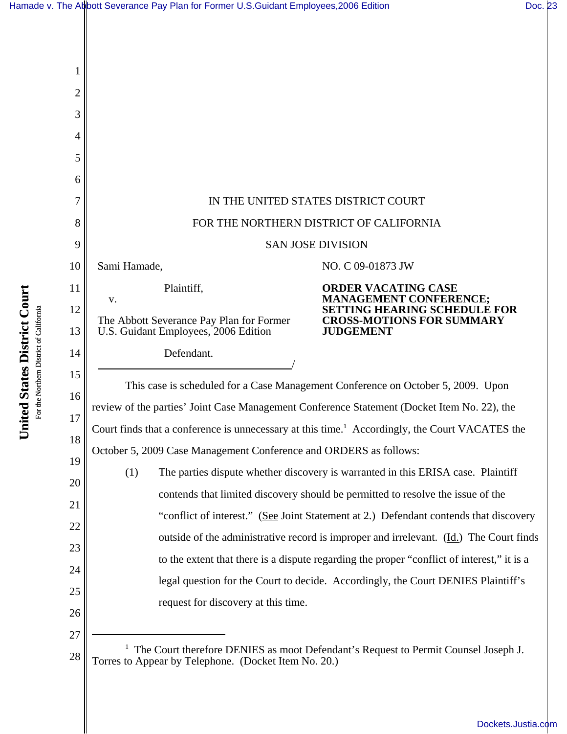IN THE UNITED STATES DISTRICT COURT

FOR THE NORTHERN DISTRICT OF CALIFORNIA

SAN JOSE DIVISION

Sami Hamade,

Plaintiff,

v.

The Abbott Severance Pay Plan for Former U.S. Guidant Employees, 2006 Edition

Defendant.

/

NO. C 09-01873 JW

**ORDER VACATING CASE MANAGEMENT CONFERENCE; SETTING HEARING SCHEDULE FOR CROSS-MOTIONS FOR SUMMARY JUDGEMENT**

This case is scheduled for a Case Management Conference on October 5, 2009. Upon review of the parties' Joint Case Management Conference Statement (Docket Item No. 22), the Court finds that a conference is unnecessary at this time.[1] Accordingly, the Court VACATES the October 5, 2009 Case Management Conference and ORDERS as follows:

(1) The parties dispute whether discovery is warranted in this ERISA case. Plaintiff contends that limited discovery should be permitted to resolve the issue of the "conflict of interest." (See Joint Statement at 2.) Defendant contends that discovery outside of the administrative record is improper and irrelevant. (Id.) The Court finds to the extent that there is a dispute regarding the proper "conflict of interest," it is a legal question for the Court to decide. Accordingly, the Court DENIES Plaintiff's request for discovery at this time.

---

[1] The Court therefore DENIES as moot Defendant's Request to Permit Counsel Joseph J. Torres to Appear by Telephone. (Docket Item No. 20.)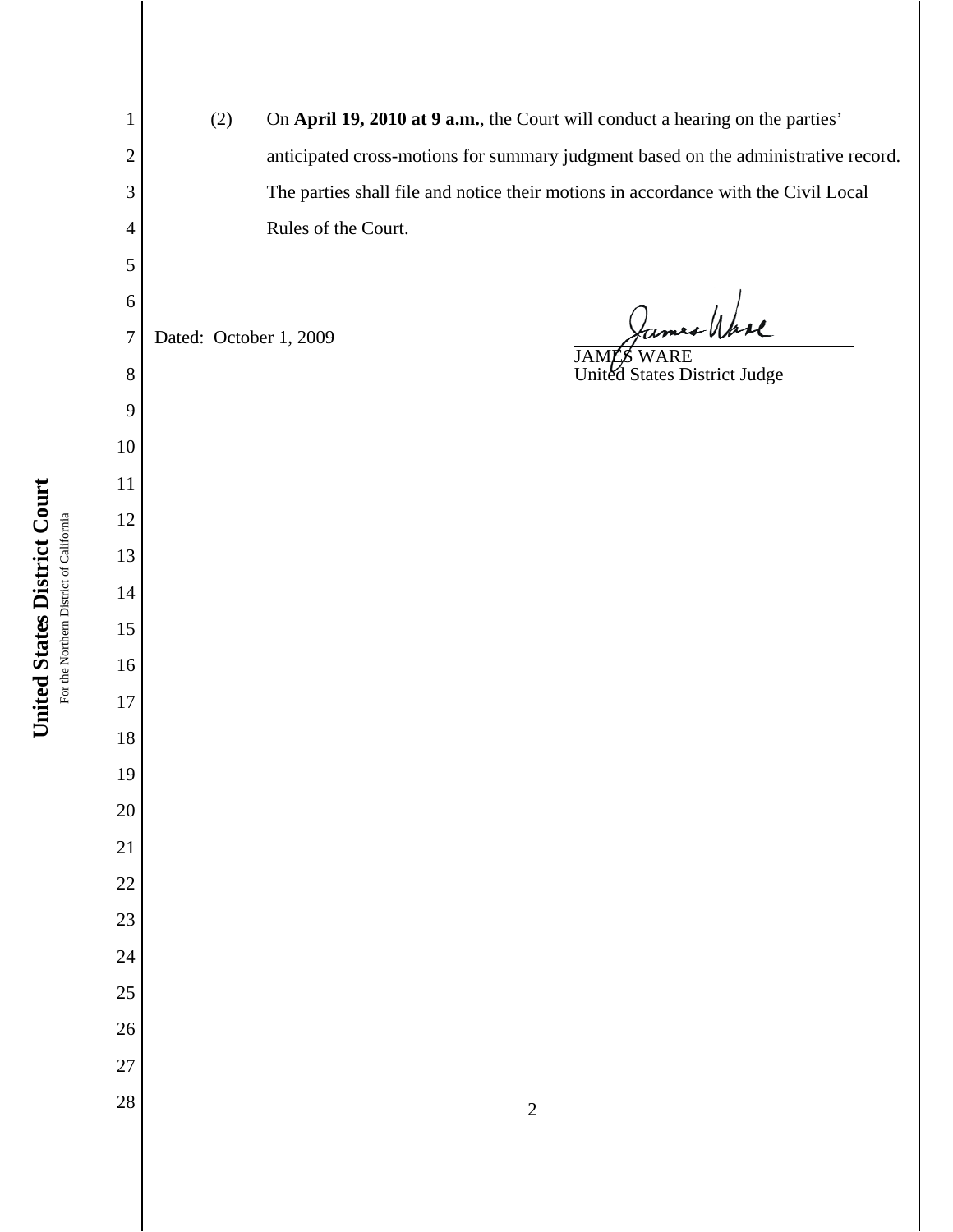(2) On **April 19, 2010 at 9 a.m.**, the Court will conduct a hearing on the parties' anticipated cross-motions for summary judgment based on the administrative record. The parties shall file and notice their motions in accordance with the Civil Local Rules of the Court.

Dated: October 1, 2009

JAMES WARE
United States District Judge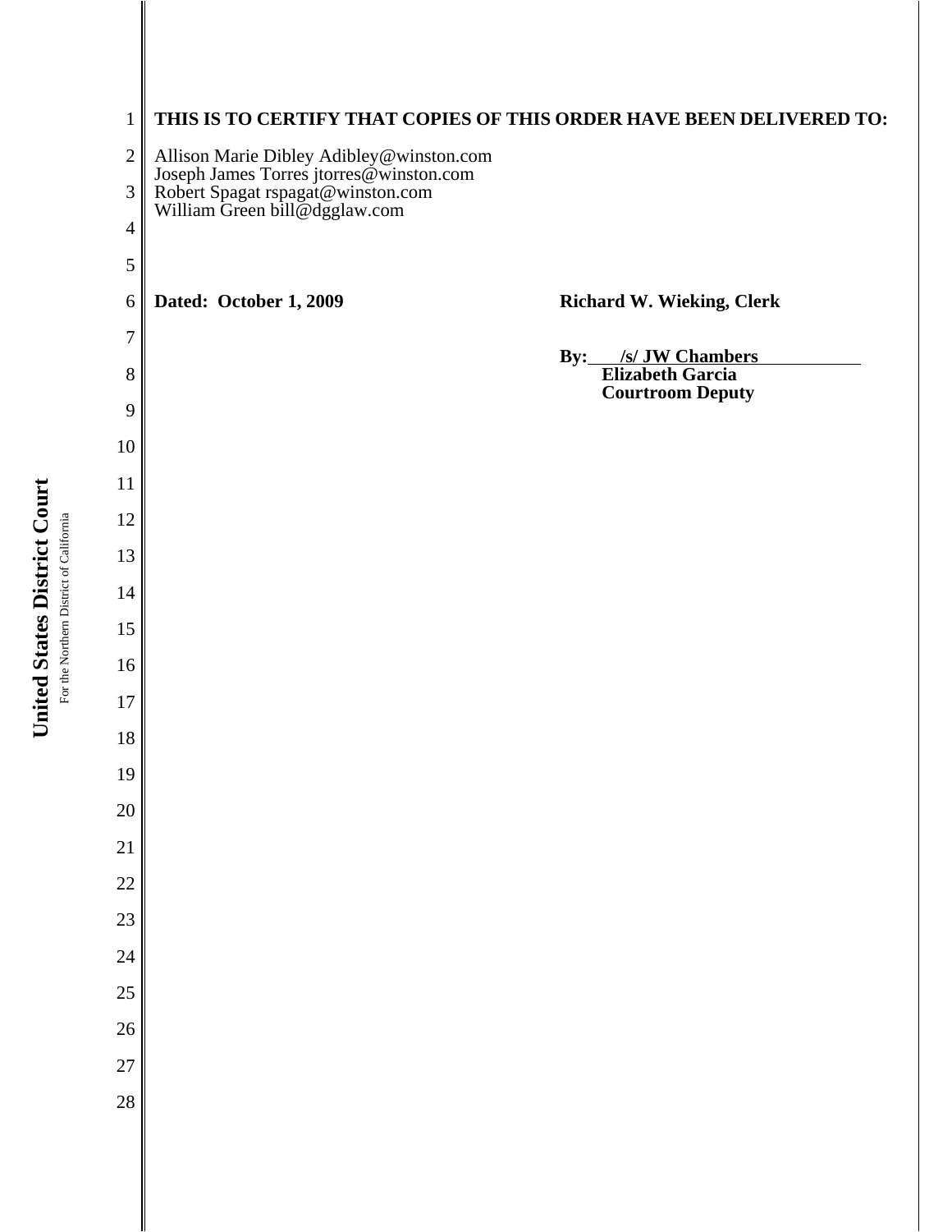**THIS IS TO CERTIFY THAT COPIES OF THIS ORDER HAVE BEEN DELIVERED TO:**

Allison Marie Dibley Adibley@winston.com
Joseph James Torres jtorres@winston.com
Robert Spagat rspagat@winston.com
William Green bill@dgglaw.com

**Dated: October 1, 2009** **Richard W. Wieking, Clerk**

**By: /s/ JW Chambers**
**Elizabeth Garcia**
**Courtroom Deputy**